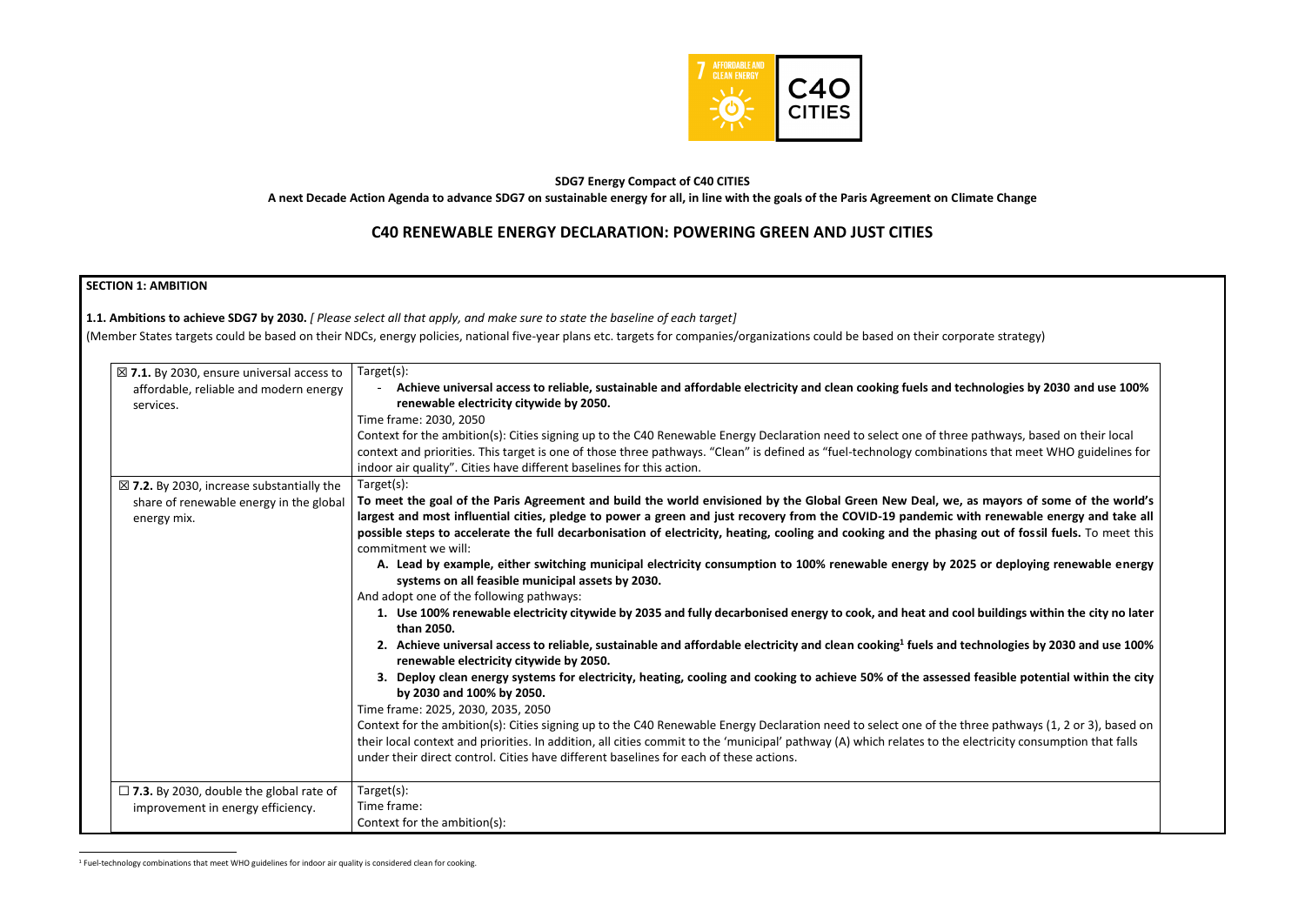**SDG7 Energy Compact of C40 CITIES**

**A next Decade Action Agenda to advance SDG7 on sustainable energy for all, in line with the goals of the Paris Agreement on Climate Change**

# C40 RENEWABLE ENERGY DECLARATION: POWERING GREEN AND JUST CITIES

## SECTION 1: AMBITION

**1.1. Ambitions to achieve SDG7 by 2030.** *[ Please select all that apply, and make sure to state the baseline of each target]*

(Member States targets could be based on their NDCs, energy policies, national five-year plans etc. targets for companies/organizations could be based on their corporate strategy)

| | |
|---|---|
| ☒ **7.1.** By 2030, ensure universal access to affordable, reliable and modern energy services. | Target(s):<br>- **Achieve universal access to reliable, sustainable and affordable electricity and clean cooking fuels and technologies by 2030 and use 100% renewable electricity citywide by 2050.**<br>Time frame: 2030, 2050<br>Context for the ambition(s): Cities signing up to the C40 Renewable Energy Declaration need to select one of three pathways, based on their local context and priorities. This target is one of those three pathways. "Clean" is defined as "fuel-technology combinations that meet WHO guidelines for indoor air quality". Cities have different baselines for this action. |
| ☒ **7.2.** By 2030, increase substantially the share of renewable energy in the global energy mix. | Target(s):<br>**To meet the goal of the Paris Agreement and build the world envisioned by the Global Green New Deal, we, as mayors of some of the world's largest and most influential cities, pledge to power a green and just recovery from the COVID-19 pandemic with renewable energy and take all possible steps to accelerate the full decarbonisation of electricity, heating, cooling and cooking and the phasing out of fossil fuels.** To meet this commitment we will:<br>**A. Lead by example, either switching municipal electricity consumption to 100% renewable energy by 2025 or deploying renewable energy systems on all feasible municipal assets by 2030.**<br>And adopt one of the following pathways:<br>**1. Use 100% renewable electricity citywide by 2035 and fully decarbonised energy to cook, and heat and cool buildings within the city no later than 2050.**<br>**2. Achieve universal access to reliable, sustainable and affordable electricity and clean cooking[1] fuels and technologies by 2030 and use 100% renewable electricity citywide by 2050.**<br>**3. Deploy clean energy systems for electricity, heating, cooling and cooking to achieve 50% of the assessed feasible potential within the city by 2030 and 100% by 2050.**<br>Time frame: 2025, 2030, 2035, 2050<br>Context for the ambition(s): Cities signing up to the C40 Renewable Energy Declaration need to select one of the three pathways (1, 2 or 3), based on their local context and priorities. In addition, all cities commit to the 'municipal' pathway (A) which relates to the electricity consumption that falls under their direct control. Cities have different baselines for each of these actions. |
| ☐ **7.3.** By 2030, double the global rate of improvement in energy efficiency. | Target(s):<br>Time frame:<br>Context for the ambition(s): |

[1] Fuel-technology combinations that meet WHO guidelines for indoor air quality is considered clean for cooking.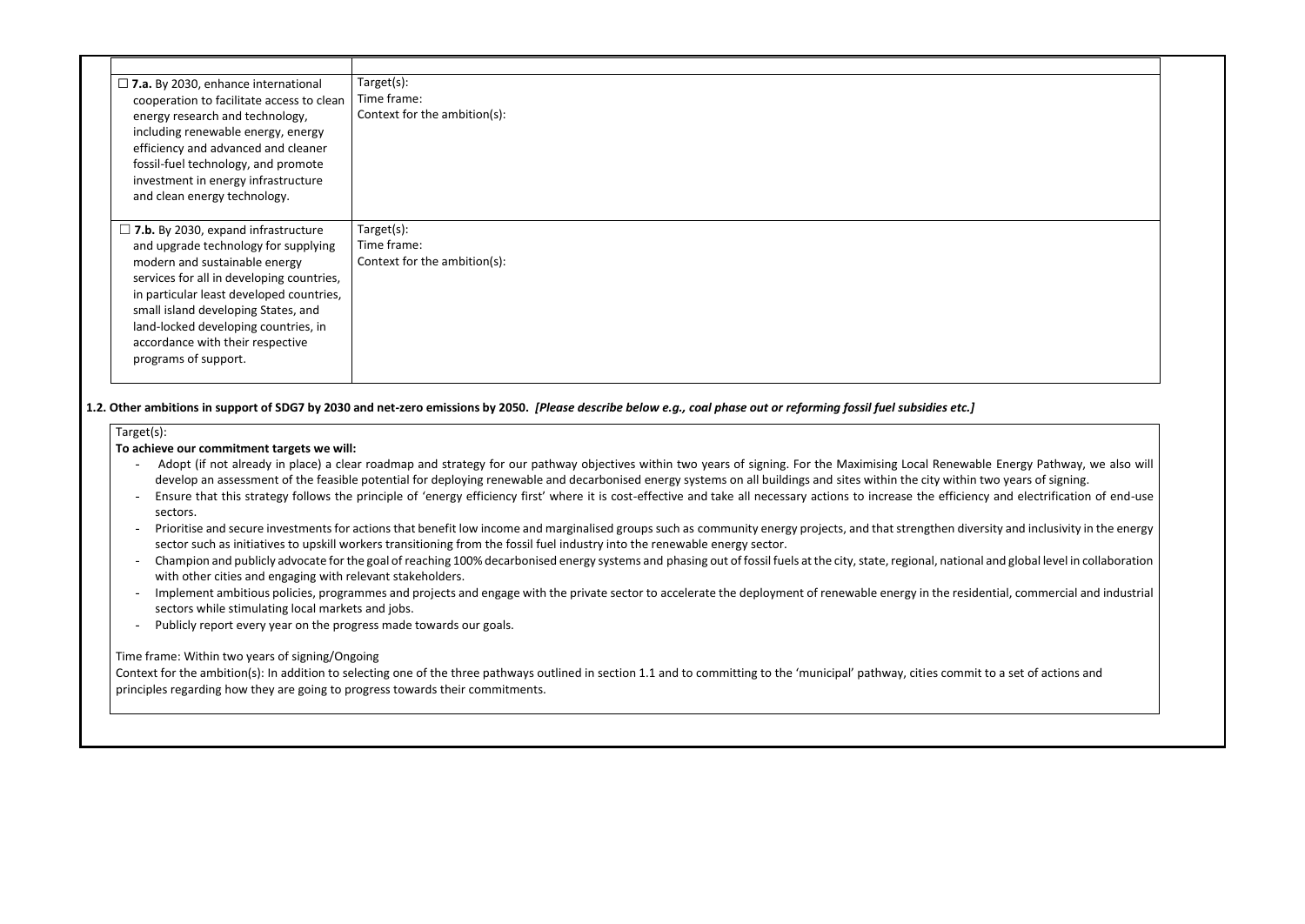| | |
|---|---|
| ☐ **7.a.** By 2030, enhance international cooperation to facilitate access to clean energy research and technology, including renewable energy, energy efficiency and advanced and cleaner fossil-fuel technology, and promote investment in energy infrastructure and clean energy technology. | Target(s):<br>Time frame:<br>Context for the ambition(s): |
| ☐ **7.b.** By 2030, expand infrastructure and upgrade technology for supplying modern and sustainable energy services for all in developing countries, in particular least developed countries, small island developing States, and land-locked developing countries, in accordance with their respective programs of support. | Target(s):<br>Time frame:<br>Context for the ambition(s): |

**1.2. Other ambitions in support of SDG7 by 2030 and net-zero emissions by 2050.** ***[Please describe below e.g., coal phase out or reforming fossil fuel subsidies etc.]***

Target(s):

**To achieve our commitment targets we will:**

- Adopt (if not already in place) a clear roadmap and strategy for our pathway objectives within two years of signing. For the Maximising Local Renewable Energy Pathway, we also will develop an assessment of the feasible potential for deploying renewable and decarbonised energy systems on all buildings and sites within the city within two years of signing.
- Ensure that this strategy follows the principle of 'energy efficiency first' where it is cost-effective and take all necessary actions to increase the efficiency and electrification of end-use sectors.
- Prioritise and secure investments for actions that benefit low income and marginalised groups such as community energy projects, and that strengthen diversity and inclusivity in the energy sector such as initiatives to upskill workers transitioning from the fossil fuel industry into the renewable energy sector.
- Champion and publicly advocate for the goal of reaching 100% decarbonised energy systems and phasing out of fossil fuels at the city, state, regional, national and global level in collaboration with other cities and engaging with relevant stakeholders.
- Implement ambitious policies, programmes and projects and engage with the private sector to accelerate the deployment of renewable energy in the residential, commercial and industrial sectors while stimulating local markets and jobs.
- Publicly report every year on the progress made towards our goals.

Time frame: Within two years of signing/Ongoing

Context for the ambition(s): In addition to selecting one of the three pathways outlined in section 1.1 and to committing to the 'municipal' pathway, cities commit to a set of actions and principles regarding how they are going to progress towards their commitments.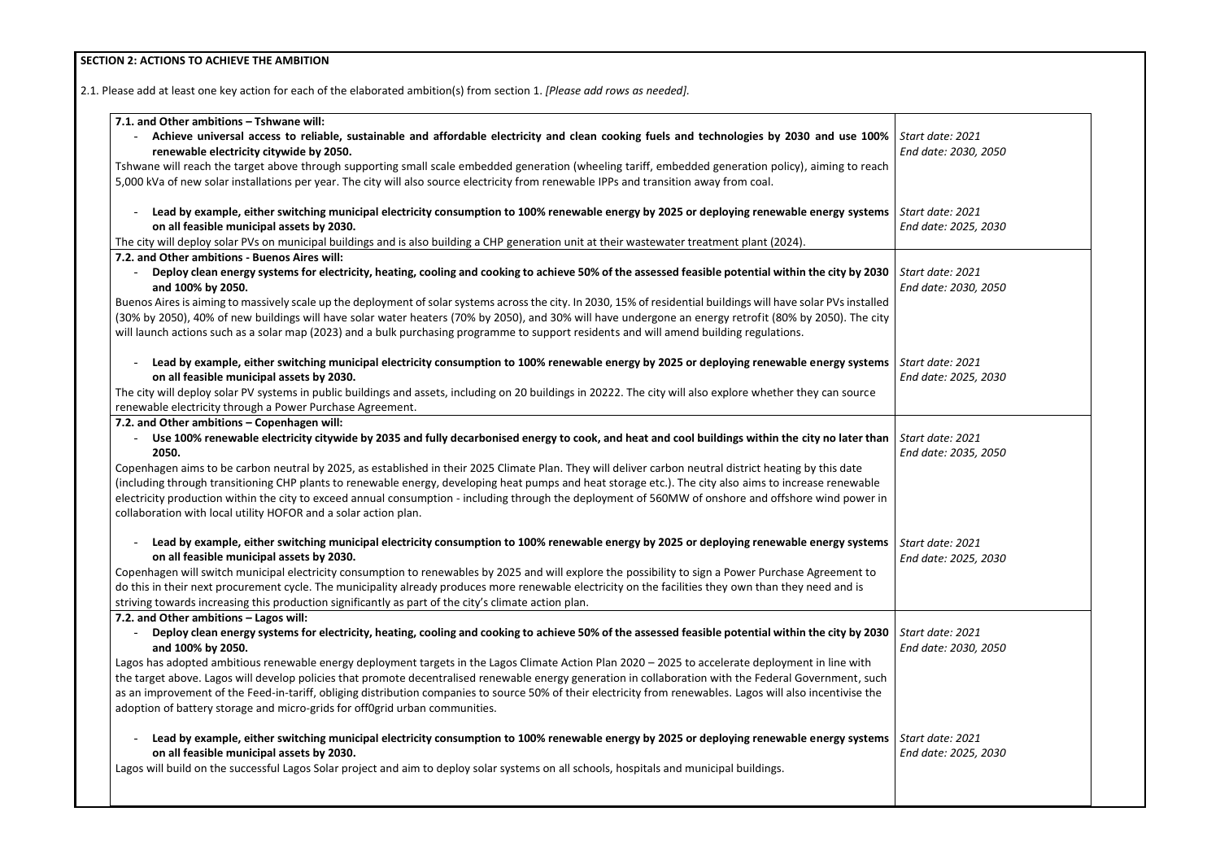**SECTION 2: ACTIONS TO ACHIEVE THE AMBITION**

2.1. Please add at least one key action for each of the elaborated ambition(s) from section 1. *[Please add rows as needed].*

| | |
|---|---|
| **7.1. and Other ambitions – Tshwane will:**<br>- **Achieve universal access to reliable, sustainable and affordable electricity and clean cooking fuels and technologies by 2030 and use 100% renewable electricity citywide by 2050.**<br>Tshwane will reach the target above through supporting small scale embedded generation (wheeling tariff, embedded generation policy), aiming to reach 5,000 kVa of new solar installations per year. The city will also source electricity from renewable IPPs and transition away from coal. | *Start date: 2021*<br>*End date: 2030, 2050* |
| - **Lead by example, either switching municipal electricity consumption to 100% renewable energy by 2025 or deploying renewable energy systems on all feasible municipal assets by 2030.**<br>The city will deploy solar PVs on municipal buildings and is also building a CHP generation unit at their wastewater treatment plant (2024). | *Start date: 2021*<br>*End date: 2025, 2030* |
| **7.2. and Other ambitions - Buenos Aires will:**<br>- **Deploy clean energy systems for electricity, heating, cooling and cooking to achieve 50% of the assessed feasible potential within the city by 2030 and 100% by 2050.**<br>Buenos Aires is aiming to massively scale up the deployment of solar systems across the city. In 2030, 15% of residential buildings will have solar PVs installed (30% by 2050), 40% of new buildings will have solar water heaters (70% by 2050), and 30% will have undergone an energy retrofit (80% by 2050). The city will launch actions such as a solar map (2023) and a bulk purchasing programme to support residents and will amend building regulations. | *Start date: 2021*<br>*End date: 2030, 2050* |
| - **Lead by example, either switching municipal electricity consumption to 100% renewable energy by 2025 or deploying renewable energy systems on all feasible municipal assets by 2030.**<br>The city will deploy solar PV systems in public buildings and assets, including on 20 buildings in 20222. The city will also explore whether they can source renewable electricity through a Power Purchase Agreement. | *Start date: 2021*<br>*End date: 2025, 2030* |
| **7.2. and Other ambitions – Copenhagen will:**<br>- **Use 100% renewable electricity citywide by 2035 and fully decarbonised energy to cook, and heat and cool buildings within the city no later than 2050.**<br>Copenhagen aims to be carbon neutral by 2025, as established in their 2025 Climate Plan. They will deliver carbon neutral district heating by this date (including through transitioning CHP plants to renewable energy, developing heat pumps and heat storage etc.). The city also aims to increase renewable electricity production within the city to exceed annual consumption - including through the deployment of 560MW of onshore and offshore wind power in collaboration with local utility HOFOR and a solar action plan. | *Start date: 2021*<br>*End date: 2035, 2050* |
| - **Lead by example, either switching municipal electricity consumption to 100% renewable energy by 2025 or deploying renewable energy systems on all feasible municipal assets by 2030.**<br>Copenhagen will switch municipal electricity consumption to renewables by 2025 and will explore the possibility to sign a Power Purchase Agreement to do this in their next procurement cycle. The municipality already produces more renewable electricity on the facilities they own than they need and is striving towards increasing this production significantly as part of the city's climate action plan. | *Start date: 2021*<br>*End date: 2025, 2030* |
| **7.2. and Other ambitions – Lagos will:**<br>- **Deploy clean energy systems for electricity, heating, cooling and cooking to achieve 50% of the assessed feasible potential within the city by 2030 and 100% by 2050.**<br>Lagos has adopted ambitious renewable energy deployment targets in the Lagos Climate Action Plan 2020 – 2025 to accelerate deployment in line with the target above. Lagos will develop policies that promote decentralised renewable energy generation in collaboration with the Federal Government, such as an improvement of the Feed-in-tariff, obliging distribution companies to source 50% of their electricity from renewables. Lagos will also incentivise the adoption of battery storage and micro-grids for off0grid urban communities. | *Start date: 2021*<br>*End date: 2030, 2050* |
| - **Lead by example, either switching municipal electricity consumption to 100% renewable energy by 2025 or deploying renewable energy systems on all feasible municipal assets by 2030.**<br>Lagos will build on the successful Lagos Solar project and aim to deploy solar systems on all schools, hospitals and municipal buildings. | *Start date: 2021*<br>*End date: 2025, 2030* |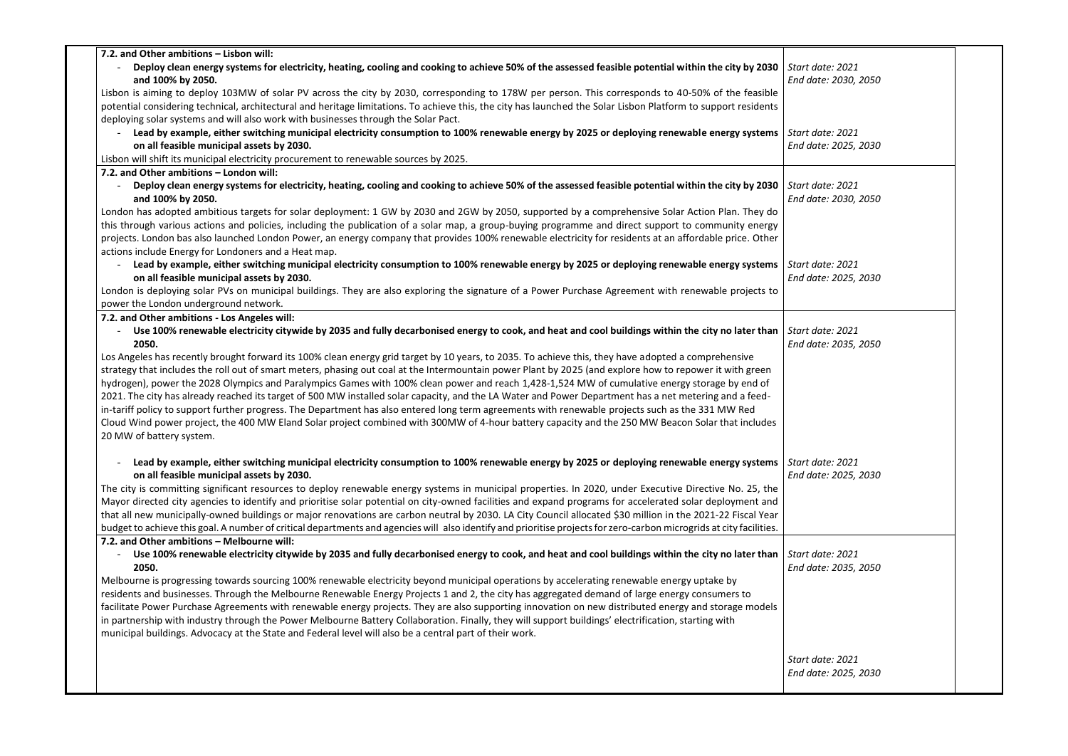| | |
|---|---|
| **7.2. and Other ambitions – Lisbon will:**<br>- **Deploy clean energy systems for electricity, heating, cooling and cooking to achieve 50% of the assessed feasible potential within the city by 2030 and 100% by 2050.**<br>Lisbon is aiming to deploy 103MW of solar PV across the city by 2030, corresponding to 178W per person. This corresponds to 40-50% of the feasible potential considering technical, architectural and heritage limitations. To achieve this, the city has launched the Solar Lisbon Platform to support residents deploying solar systems and will also work with businesses through the Solar Pact. | *Start date: 2021*<br>*End date: 2030, 2050* |
| - **Lead by example, either switching municipal electricity consumption to 100% renewable energy by 2025 or deploying renewable energy systems on all feasible municipal assets by 2030.**<br>Lisbon will shift its municipal electricity procurement to renewable sources by 2025. | *Start date: 2021*<br>*End date: 2025, 2030* |
| **7.2. and Other ambitions – London will:**<br>- **Deploy clean energy systems for electricity, heating, cooling and cooking to achieve 50% of the assessed feasible potential within the city by 2030 and 100% by 2050.**<br>London has adopted ambitious targets for solar deployment: 1 GW by 2030 and 2GW by 2050, supported by a comprehensive Solar Action Plan. They do this through various actions and policies, including the publication of a solar map, a group-buying programme and direct support to community energy projects. London bas also launched London Power, an energy company that provides 100% renewable electricity for residents at an affordable price. Other actions include Energy for Londoners and a Heat map. | *Start date: 2021*<br>*End date: 2030, 2050* |
| - **Lead by example, either switching municipal electricity consumption to 100% renewable energy by 2025 or deploying renewable energy systems on all feasible municipal assets by 2030.**<br>London is deploying solar PVs on municipal buildings. They are also exploring the signature of a Power Purchase Agreement with renewable projects to power the London underground network. | *Start date: 2021*<br>*End date: 2025, 2030* |
| **7.2. and Other ambitions - Los Angeles will:**<br>- **Use 100% renewable electricity citywide by 2035 and fully decarbonised energy to cook, and heat and cool buildings within the city no later than 2050.**<br>Los Angeles has recently brought forward its 100% clean energy grid target by 10 years, to 2035. To achieve this, they have adopted a comprehensive strategy that includes the roll out of smart meters, phasing out coal at the Intermountain power Plant by 2025 (and explore how to repower it with green hydrogen), power the 2028 Olympics and Paralympics Games with 100% clean power and reach 1,428-1,524 MW of cumulative energy storage by end of 2021. The city has already reached its target of 500 MW installed solar capacity, and the LA Water and Power Department has a net metering and a feed-in-tariff policy to support further progress. The Department has also entered long term agreements with renewable projects such as the 331 MW Red Cloud Wind power project, the 400 MW Eland Solar project combined with 300MW of 4-hour battery capacity and the 250 MW Beacon Solar that includes 20 MW of battery system. | *Start date: 2021*<br>*End date: 2035, 2050* |
| - **Lead by example, either switching municipal electricity consumption to 100% renewable energy by 2025 or deploying renewable energy systems on all feasible municipal assets by 2030.**<br>The city is committing significant resources to deploy renewable energy systems in municipal properties. In 2020, under Executive Directive No. 25, the Mayor directed city agencies to identify and prioritise solar potential on city-owned facilities and expand programs for accelerated solar deployment and that all new municipally-owned buildings or major renovations are carbon neutral by 2030. LA City Council allocated $30 million in the 2021-22 Fiscal Year budget to achieve this goal. A number of critical departments and agencies will also identify and prioritise projects for zero-carbon microgrids at city facilities. | *Start date: 2021*<br>*End date: 2025, 2030* |
| **7.2. and Other ambitions – Melbourne will:**<br>- **Use 100% renewable electricity citywide by 2035 and fully decarbonised energy to cook, and heat and cool buildings within the city no later than 2050.**<br>Melbourne is progressing towards sourcing 100% renewable electricity beyond municipal operations by accelerating renewable energy uptake by residents and businesses. Through the Melbourne Renewable Energy Projects 1 and 2, the city has aggregated demand of large energy consumers to facilitate Power Purchase Agreements with renewable energy projects. They are also supporting innovation on new distributed energy and storage models in partnership with industry through the Power Melbourne Battery Collaboration. Finally, they will support buildings' electrification, starting with municipal buildings. Advocacy at the State and Federal level will also be a central part of their work. | *Start date: 2021*<br>*End date: 2035, 2050* |
| | *Start date: 2021*<br>*End date: 2025, 2030* |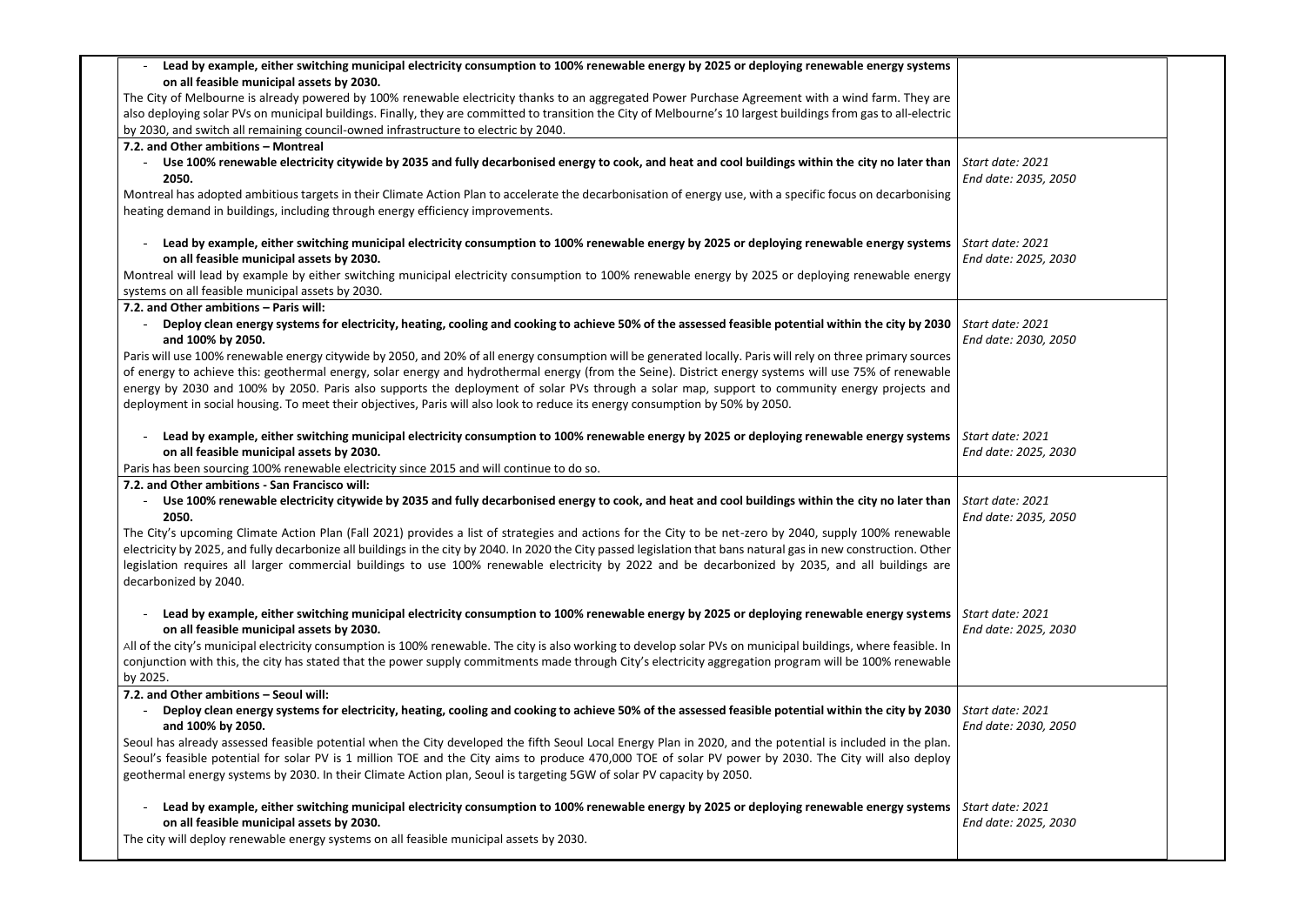| | |
|---|---|
| - **Lead by example, either switching municipal electricity consumption to 100% renewable energy by 2025 or deploying renewable energy systems on all feasible municipal assets by 2030.**<br>The City of Melbourne is already powered by 100% renewable electricity thanks to an aggregated Power Purchase Agreement with a wind farm. They are also deploying solar PVs on municipal buildings. Finally, they are committed to transition the City of Melbourne's 10 largest buildings from gas to all-electric by 2030, and switch all remaining council-owned infrastructure to electric by 2040. | |
| **7.2. and Other ambitions – Montreal**<br>- **Use 100% renewable electricity citywide by 2035 and fully decarbonised energy to cook, and heat and cool buildings within the city no later than 2050.**<br>Montreal has adopted ambitious targets in their Climate Action Plan to accelerate the decarbonisation of energy use, with a specific focus on decarbonising heating demand in buildings, including through energy efficiency improvements. | *Start date: 2021*<br>*End date: 2035, 2050* |
| - **Lead by example, either switching municipal electricity consumption to 100% renewable energy by 2025 or deploying renewable energy systems on all feasible municipal assets by 2030.**<br>Montreal will lead by example by either switching municipal electricity consumption to 100% renewable energy by 2025 or deploying renewable energy systems on all feasible municipal assets by 2030. | *Start date: 2021*<br>*End date: 2025, 2030* |
| **7.2. and Other ambitions – Paris will:**<br>- **Deploy clean energy systems for electricity, heating, cooling and cooking to achieve 50% of the assessed feasible potential within the city by 2030 and 100% by 2050.**<br>Paris will use 100% renewable energy citywide by 2050, and 20% of all energy consumption will be generated locally. Paris will rely on three primary sources of energy to achieve this: geothermal energy, solar energy and hydrothermal energy (from the Seine). District energy systems will use 75% of renewable energy by 2030 and 100% by 2050. Paris also supports the deployment of solar PVs through a solar map, support to community energy projects and deployment in social housing. To meet their objectives, Paris will also look to reduce its energy consumption by 50% by 2050. | *Start date: 2021*<br>*End date: 2030, 2050* |
| - **Lead by example, either switching municipal electricity consumption to 100% renewable energy by 2025 or deploying renewable energy systems on all feasible municipal assets by 2030.**<br>Paris has been sourcing 100% renewable electricity since 2015 and will continue to do so. | *Start date: 2021*<br>*End date: 2025, 2030* |
| **7.2. and Other ambitions - San Francisco will:**<br>- **Use 100% renewable electricity citywide by 2035 and fully decarbonised energy to cook, and heat and cool buildings within the city no later than 2050.**<br>The City's upcoming Climate Action Plan (Fall 2021) provides a list of strategies and actions for the City to be net-zero by 2040, supply 100% renewable electricity by 2025, and fully decarbonize all buildings in the city by 2040. In 2020 the City passed legislation that bans natural gas in new construction. Other legislation requires all larger commercial buildings to use 100% renewable electricity by 2022 and be decarbonized by 2035, and all buildings are decarbonized by 2040. | *Start date: 2021*<br>*End date: 2035, 2050* |
| - **Lead by example, either switching municipal electricity consumption to 100% renewable energy by 2025 or deploying renewable energy systems on all feasible municipal assets by 2030.**<br>All of the city's municipal electricity consumption is 100% renewable. The city is also working to develop solar PVs on municipal buildings, where feasible. In conjunction with this, the city has stated that the power supply commitments made through City's electricity aggregation program will be 100% renewable by 2025. | *Start date: 2021*<br>*End date: 2025, 2030* |
| **7.2. and Other ambitions – Seoul will:**<br>- **Deploy clean energy systems for electricity, heating, cooling and cooking to achieve 50% of the assessed feasible potential within the city by 2030 and 100% by 2050.**<br>Seoul has already assessed feasible potential when the City developed the fifth Seoul Local Energy Plan in 2020, and the potential is included in the plan. Seoul's feasible potential for solar PV is 1 million TOE and the City aims to produce 470,000 TOE of solar PV power by 2030. The City will also deploy geothermal energy systems by 2030. In their Climate Action plan, Seoul is targeting 5GW of solar PV capacity by 2050. | *Start date: 2021*<br>*End date: 2030, 2050* |
| - **Lead by example, either switching municipal electricity consumption to 100% renewable energy by 2025 or deploying renewable energy systems on all feasible municipal assets by 2030.**<br>The city will deploy renewable energy systems on all feasible municipal assets by 2030. | *Start date: 2021*<br>*End date: 2025, 2030* |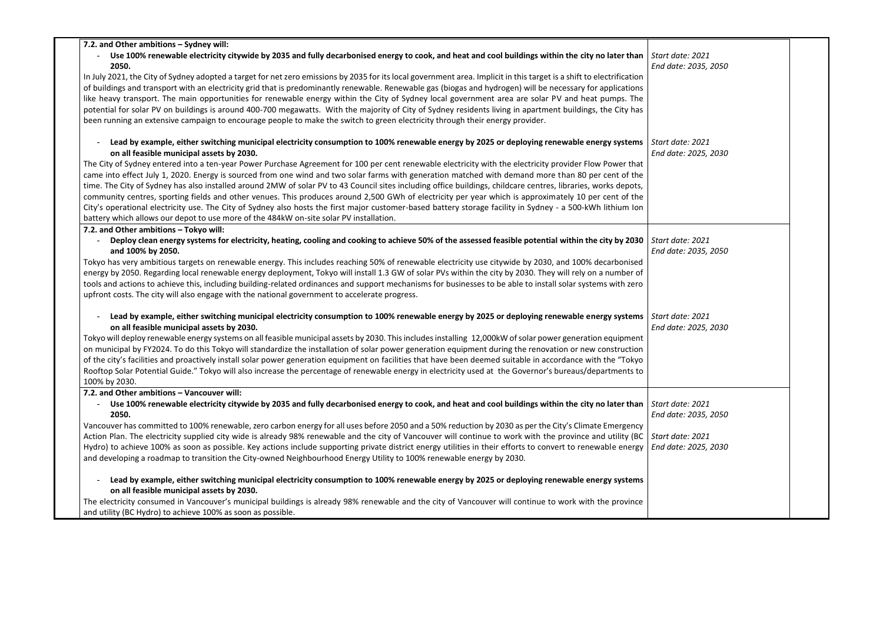| | |
|---|---|
| **7.2. and Other ambitions – Sydney will:**<br>- **Use 100% renewable electricity citywide by 2035 and fully decarbonised energy to cook, and heat and cool buildings within the city no later than 2050.**<br>In July 2021, the City of Sydney adopted a target for net zero emissions by 2035 for its local government area. Implicit in this target is a shift to electrification of buildings and transport with an electricity grid that is predominantly renewable. Renewable gas (biogas and hydrogen) will be necessary for applications like heavy transport. The main opportunities for renewable energy within the City of Sydney local government area are solar PV and heat pumps. The potential for solar PV on buildings is around 400-700 megawatts. With the majority of City of Sydney residents living in apartment buildings, the City has been running an extensive campaign to encourage people to make the switch to green electricity through their energy provider. | *Start date: 2021*<br>*End date: 2035, 2050* |
| - **Lead by example, either switching municipal electricity consumption to 100% renewable energy by 2025 or deploying renewable energy systems on all feasible municipal assets by 2030.**<br>The City of Sydney entered into a ten-year Power Purchase Agreement for 100 per cent renewable electricity with the electricity provider Flow Power that came into effect July 1, 2020. Energy is sourced from one wind and two solar farms with generation matched with demand more than 80 per cent of the time. The City of Sydney has also installed around 2MW of solar PV to 43 Council sites including office buildings, childcare centres, libraries, works depots, community centres, sporting fields and other venues. This produces around 2,500 GWh of electricity per year which is approximately 10 per cent of the City's operational electricity use. The City of Sydney also hosts the first major customer-based battery storage facility in Sydney - a 500-kWh lithium Ion battery which allows our depot to use more of the 484kW on-site solar PV installation. | *Start date: 2021*<br>*End date: 2025, 2030* |
| **7.2. and Other ambitions – Tokyo will:**<br>- **Deploy clean energy systems for electricity, heating, cooling and cooking to achieve 50% of the assessed feasible potential within the city by 2030 and 100% by 2050.**<br>Tokyo has very ambitious targets on renewable energy. This includes reaching 50% of renewable electricity use citywide by 2030, and 100% decarbonised energy by 2050. Regarding local renewable energy deployment, Tokyo will install 1.3 GW of solar PVs within the city by 2030. They will rely on a number of tools and actions to achieve this, including building-related ordinances and support mechanisms for businesses to be able to install solar systems with zero upfront costs. The city will also engage with the national government to accelerate progress. | *Start date: 2021*<br>*End date: 2035, 2050* |
| - **Lead by example, either switching municipal electricity consumption to 100% renewable energy by 2025 or deploying renewable energy systems on all feasible municipal assets by 2030.**<br>Tokyo will deploy renewable energy systems on all feasible municipal assets by 2030. This includes installing 12,000kW of solar power generation equipment on municipal by FY2024. To do this Tokyo will standardize the installation of solar power generation equipment during the renovation or new construction of the city's facilities and proactively install solar power generation equipment on facilities that have been deemed suitable in accordance with the "Tokyo Rooftop Solar Potential Guide." Tokyo will also increase the percentage of renewable energy in electricity used at the Governor's bureaus/departments to 100% by 2030. | *Start date: 2021*<br>*End date: 2025, 2030* |
| **7.2. and Other ambitions – Vancouver will:**<br>- **Use 100% renewable electricity citywide by 2035 and fully decarbonised energy to cook, and heat and cool buildings within the city no later than 2050.**<br>Vancouver has committed to 100% renewable, zero carbon energy for all uses before 2050 and a 50% reduction by 2030 as per the City's Climate Emergency Action Plan. The electricity supplied city wide is already 98% renewable and the city of Vancouver will continue to work with the province and utility (BC Hydro) to achieve 100% as soon as possible. Key actions include supporting private district energy utilities in their efforts to convert to renewable energy and developing a roadmap to transition the City-owned Neighbourhood Energy Utility to 100% renewable energy by 2030.<br><br>- **Lead by example, either switching municipal electricity consumption to 100% renewable energy by 2025 or deploying renewable energy systems on all feasible municipal assets by 2030.**<br>The electricity consumed in Vancouver's municipal buildings is already 98% renewable and the city of Vancouver will continue to work with the province and utility (BC Hydro) to achieve 100% as soon as possible. | *Start date: 2021*<br>*End date: 2035, 2050*<br><br>*Start date: 2021*<br>*End date: 2025, 2030* |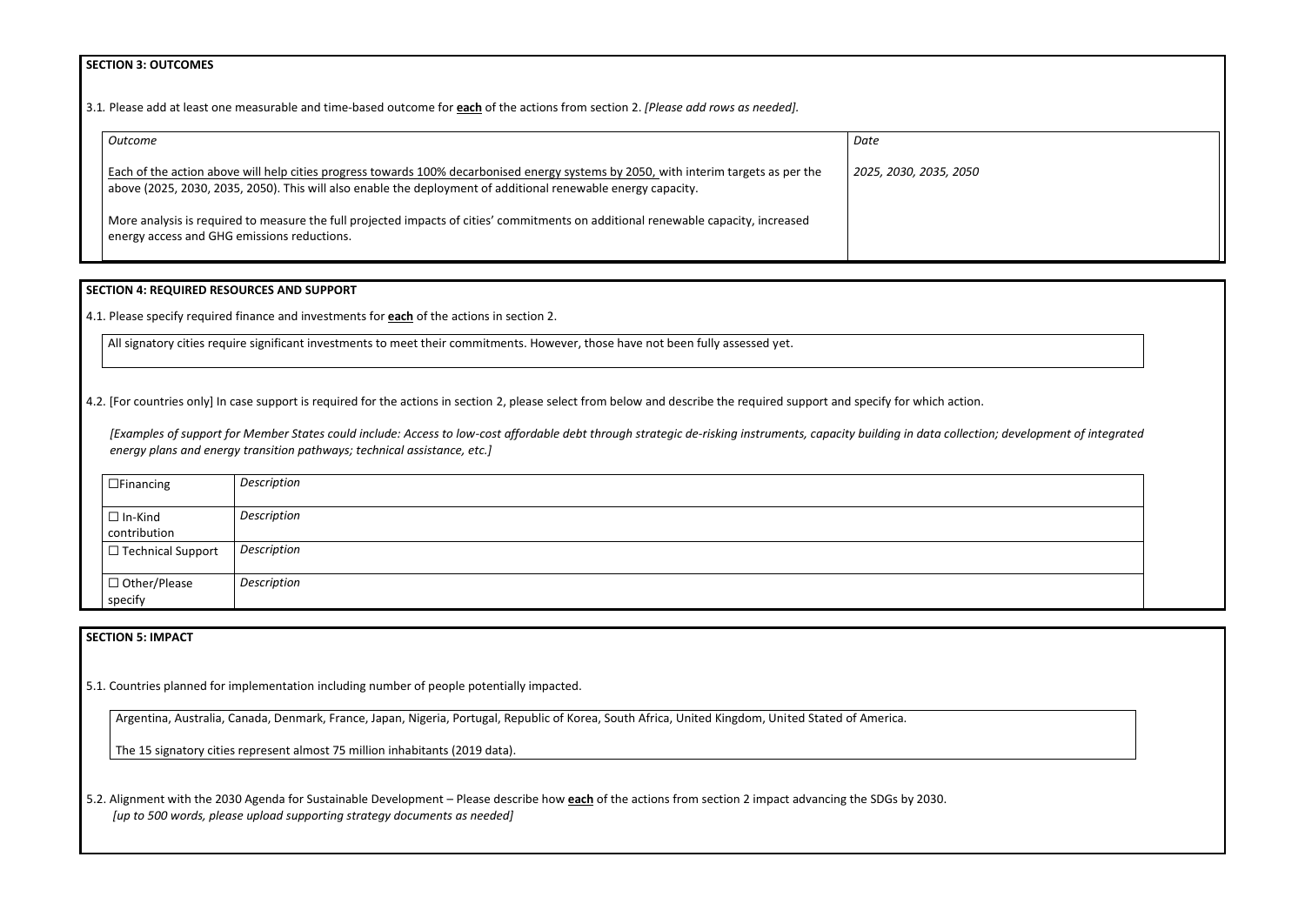**SECTION 3: OUTCOMES**

3.1. Please add at least one measurable and time-based outcome for **each** of the actions from section 2. *[Please add rows as needed].*

| *Outcome* | *Date* |
| --- | --- |
| Each of the action above will help cities progress towards 100% decarbonised energy systems by 2050, with interim targets as per the above (2025, 2030, 2035, 2050). This will also enable the deployment of additional renewable energy capacity.<br><br>More analysis is required to measure the full projected impacts of cities' commitments on additional renewable capacity, increased energy access and GHG emissions reductions. | *2025, 2030, 2035, 2050* |

**SECTION 4: REQUIRED RESOURCES AND SUPPORT**

4.1. Please specify required finance and investments for **each** of the actions in section 2.

All signatory cities require significant investments to meet their commitments. However, those have not been fully assessed yet.

4.2. [For countries only] In case support is required for the actions in section 2, please select from below and describe the required support and specify for which action.

*[Examples of support for Member States could include: Access to low-cost affordable debt through strategic de-risking instruments, capacity building in data collection; development of integrated energy plans and energy transition pathways; technical assistance, etc.]*

| | |
| --- | --- |
| ☐Financing | *Description* |
| ☐ In-Kind contribution | *Description* |
| ☐ Technical Support | *Description* |
| ☐ Other/Please specify | *Description* |

**SECTION 5: IMPACT**

5.1. Countries planned for implementation including number of people potentially impacted.

Argentina, Australia, Canada, Denmark, France, Japan, Nigeria, Portugal, Republic of Korea, South Africa, United Kingdom, United Stated of America.

The 15 signatory cities represent almost 75 million inhabitants (2019 data).

5.2. Alignment with the 2030 Agenda for Sustainable Development – Please describe how **each** of the actions from section 2 impact advancing the SDGs by 2030.
*[up to 500 words, please upload supporting strategy documents as needed]*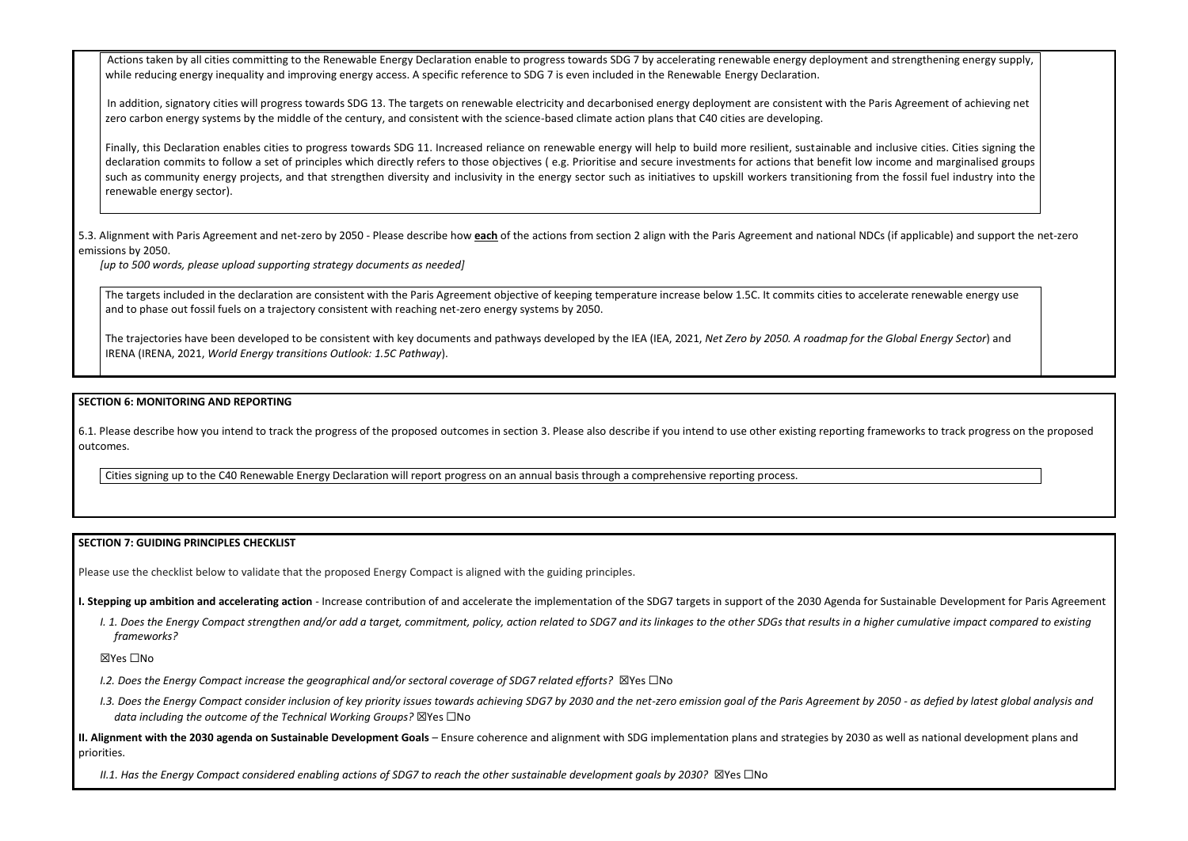Actions taken by all cities committing to the Renewable Energy Declaration enable to progress towards SDG 7 by accelerating renewable energy deployment and strengthening energy supply, while reducing energy inequality and improving energy access. A specific reference to SDG 7 is even included in the Renewable Energy Declaration.

In addition, signatory cities will progress towards SDG 13. The targets on renewable electricity and decarbonised energy deployment are consistent with the Paris Agreement of achieving net zero carbon energy systems by the middle of the century, and consistent with the science-based climate action plans that C40 cities are developing.

Finally, this Declaration enables cities to progress towards SDG 11. Increased reliance on renewable energy will help to build more resilient, sustainable and inclusive cities. Cities signing the declaration commits to follow a set of principles which directly refers to those objectives ( e.g. Prioritise and secure investments for actions that benefit low income and marginalised groups such as community energy projects, and that strengthen diversity and inclusivity in the energy sector such as initiatives to upskill workers transitioning from the fossil fuel industry into the renewable energy sector).

5.3. Alignment with Paris Agreement and net-zero by 2050 - Please describe how **each** of the actions from section 2 align with the Paris Agreement and national NDCs (if applicable) and support the net-zero emissions by 2050.

*[up to 500 words, please upload supporting strategy documents as needed]*

The targets included in the declaration are consistent with the Paris Agreement objective of keeping temperature increase below 1.5C. It commits cities to accelerate renewable energy use and to phase out fossil fuels on a trajectory consistent with reaching net-zero energy systems by 2050.

The trajectories have been developed to be consistent with key documents and pathways developed by the IEA (IEA, 2021, *Net Zero by 2050. A roadmap for the Global Energy Sector*) and IRENA (IRENA, 2021, *World Energy transitions Outlook: 1.5C Pathway*).

**SECTION 6: MONITORING AND REPORTING**

6.1. Please describe how you intend to track the progress of the proposed outcomes in section 3. Please also describe if you intend to use other existing reporting frameworks to track progress on the proposed outcomes.

Cities signing up to the C40 Renewable Energy Declaration will report progress on an annual basis through a comprehensive reporting process.

**SECTION 7: GUIDING PRINCIPLES CHECKLIST**

Please use the checklist below to validate that the proposed Energy Compact is aligned with the guiding principles.

**I. Stepping up ambition and accelerating action** - Increase contribution of and accelerate the implementation of the SDG7 targets in support of the 2030 Agenda for Sustainable Development for Paris Agreement

*I. 1. Does the Energy Compact strengthen and/or add a target, commitment, policy, action related to SDG7 and its linkages to the other SDGs that results in a higher cumulative impact compared to existing frameworks?*

☒Yes ☐No

*I.2. Does the Energy Compact increase the geographical and/or sectoral coverage of SDG7 related efforts?* ☒Yes ☐No

*I.3. Does the Energy Compact consider inclusion of key priority issues towards achieving SDG7 by 2030 and the net-zero emission goal of the Paris Agreement by 2050 - as defied by latest global analysis and data including the outcome of the Technical Working Groups?* ☒Yes ☐No

**II. Alignment with the 2030 agenda on Sustainable Development Goals** – Ensure coherence and alignment with SDG implementation plans and strategies by 2030 as well as national development plans and priorities.

*II.1. Has the Energy Compact considered enabling actions of SDG7 to reach the other sustainable development goals by 2030?* ☒Yes ☐No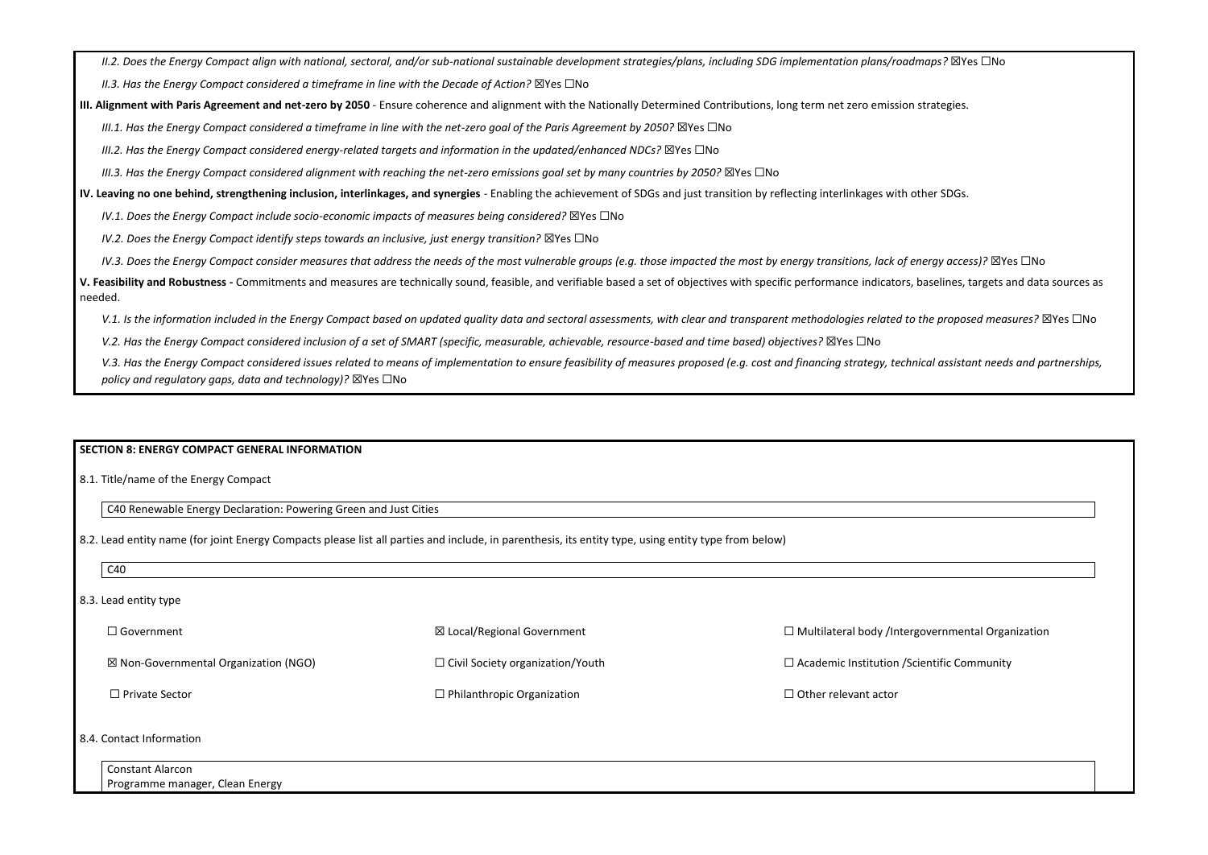*II.2. Does the Energy Compact align with national, sectoral, and/or sub-national sustainable development strategies/plans, including SDG implementation plans/roadmaps?* ☒Yes ☐No

*II.3. Has the Energy Compact considered a timeframe in line with the Decade of Action?* ☒Yes ☐No

**III. Alignment with Paris Agreement and net-zero by 2050** - Ensure coherence and alignment with the Nationally Determined Contributions, long term net zero emission strategies.

*III.1. Has the Energy Compact considered a timeframe in line with the net-zero goal of the Paris Agreement by 2050?* ☒Yes ☐No

*III.2. Has the Energy Compact considered energy-related targets and information in the updated/enhanced NDCs?* ☒Yes ☐No

*III.3. Has the Energy Compact considered alignment with reaching the net-zero emissions goal set by many countries by 2050?* ☒Yes ☐No

**IV. Leaving no one behind, strengthening inclusion, interlinkages, and synergies** - Enabling the achievement of SDGs and just transition by reflecting interlinkages with other SDGs.

*IV.1. Does the Energy Compact include socio-economic impacts of measures being considered?* ☒Yes ☐No

*IV.2. Does the Energy Compact identify steps towards an inclusive, just energy transition?* ☒Yes ☐No

*IV.3. Does the Energy Compact consider measures that address the needs of the most vulnerable groups (e.g. those impacted the most by energy transitions, lack of energy access)?* ☒Yes ☐No

**V. Feasibility and Robustness -** Commitments and measures are technically sound, feasible, and verifiable based a set of objectives with specific performance indicators, baselines, targets and data sources as needed.

*V.1. Is the information included in the Energy Compact based on updated quality data and sectoral assessments, with clear and transparent methodologies related to the proposed measures?* ☒Yes ☐No

*V.2. Has the Energy Compact considered inclusion of a set of SMART (specific, measurable, achievable, resource-based and time based) objectives?* ☒Yes ☐No

*V.3. Has the Energy Compact considered issues related to means of implementation to ensure feasibility of measures proposed (e.g. cost and financing strategy, technical assistant needs and partnerships, policy and regulatory gaps, data and technology)?* ☒Yes ☐No

**SECTION 8: ENERGY COMPACT GENERAL INFORMATION**

8.1. Title/name of the Energy Compact

C40 Renewable Energy Declaration: Powering Green and Just Cities

8.2. Lead entity name (for joint Energy Compacts please list all parties and include, in parenthesis, its entity type, using entity type from below)

C40

8.3. Lead entity type

| | | |
|---|---|---|
| ☐ Government | ☒ Local/Regional Government | ☐ Multilateral body /Intergovernmental Organization |
| ☒ Non-Governmental Organization (NGO) | ☐ Civil Society organization/Youth | ☐ Academic Institution /Scientific Community |
| ☐ Private Sector | ☐ Philanthropic Organization | ☐ Other relevant actor |

8.4. Contact Information

Constant Alarcon
Programme manager, Clean Energy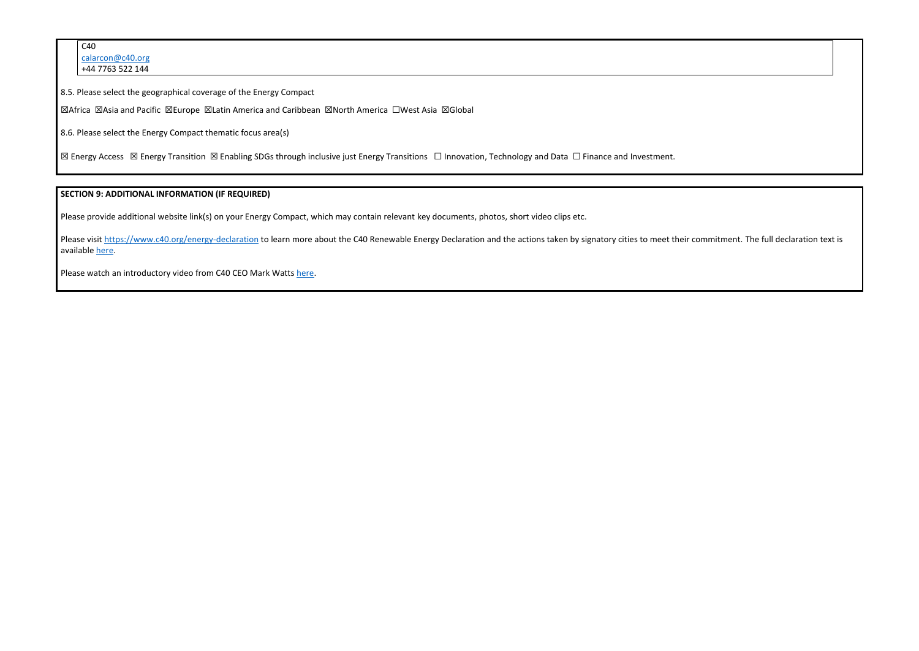C40
calarcon@c40.org
+44 7763 522 144

8.5. Please select the geographical coverage of the Energy Compact

☒Africa ☒Asia and Pacific ☒Europe ☒Latin America and Caribbean ☒North America ☐West Asia ☒Global

8.6. Please select the Energy Compact thematic focus area(s)

☒ Energy Access ☒ Energy Transition ☒ Enabling SDGs through inclusive just Energy Transitions ☐ Innovation, Technology and Data ☐ Finance and Investment.

**SECTION 9: ADDITIONAL INFORMATION (IF REQUIRED)**

Please provide additional website link(s) on your Energy Compact, which may contain relevant key documents, photos, short video clips etc.

Please visit https://www.c40.org/energy-declaration to learn more about the C40 Renewable Energy Declaration and the actions taken by signatory cities to meet their commitment. The full declaration text is available here.

Please watch an introductory video from C40 CEO Mark Watts here.